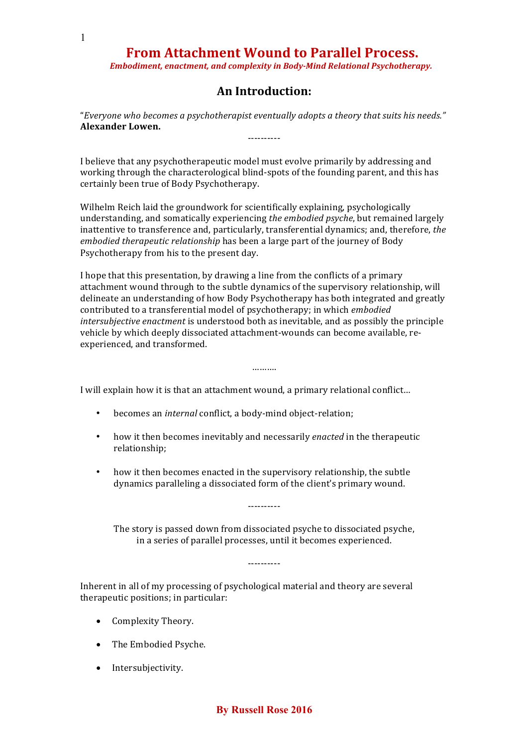# From Attachment Wound to Parallel Process.

***Embodiment, enactment, and complexity in Body-Mind Relational Psychotherapy.***

## An Introduction:

"*Everyone who becomes a psychotherapist eventually adopts a theory that suits his needs.*"
**Alexander Lowen.**

----------

I believe that any psychotherapeutic model must evolve primarily by addressing and working through the characterological blind-spots of the founding parent, and this has certainly been true of Body Psychotherapy.

Wilhelm Reich laid the groundwork for scientifically explaining, psychologically understanding, and somatically experiencing *the embodied psyche*, but remained largely inattentive to transference and, particularly, transferential dynamics; and, therefore, *the embodied therapeutic relationship* has been a large part of the journey of Body Psychotherapy from his to the present day.

I hope that this presentation, by drawing a line from the conflicts of a primary attachment wound through to the subtle dynamics of the supervisory relationship, will delineate an understanding of how Body Psychotherapy has both integrated and greatly contributed to a transferential model of psychotherapy; in which *embodied intersubjective enactment* is understood both as inevitable, and as possibly the principle vehicle by which deeply dissociated attachment-wounds can become available, re-experienced, and transformed.

……….

I will explain how it is that an attachment wound, a primary relational conflict…

- becomes an *internal* conflict, a body-mind object-relation;
- how it then becomes inevitably and necessarily *enacted* in the therapeutic relationship;
- how it then becomes enacted in the supervisory relationship, the subtle dynamics paralleling a dissociated form of the client's primary wound.

----------

The story is passed down from dissociated psyche to dissociated psyche, in a series of parallel processes, until it becomes experienced.

----------

Inherent in all of my processing of psychological material and theory are several therapeutic positions; in particular:

- Complexity Theory.
- The Embodied Psyche.
- Intersubjectivity.

**By Russell Rose 2016**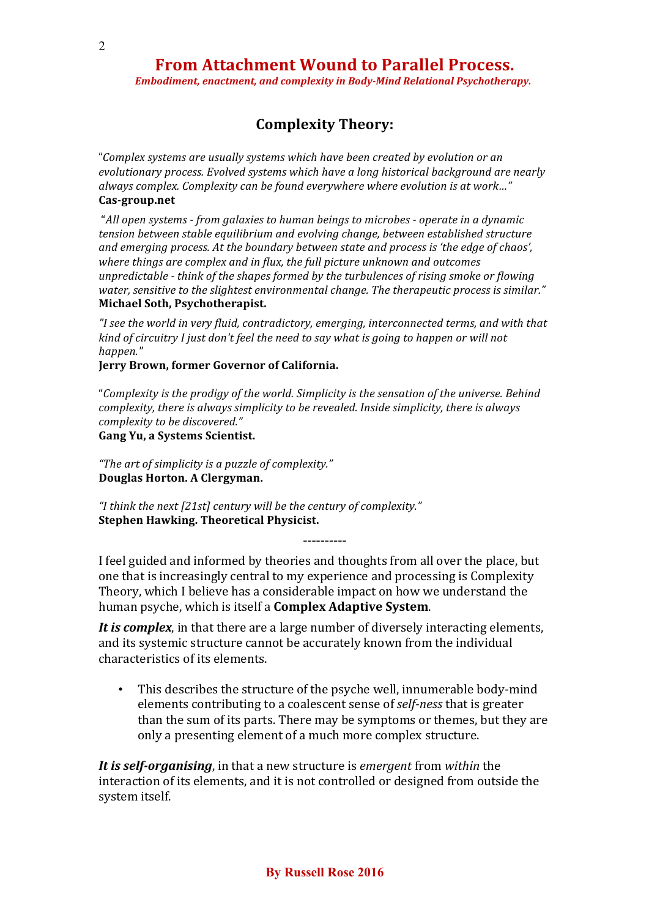## Complexity Theory:

"*Complex systems are usually systems which have been created by evolution or an evolutionary process. Evolved systems which have a long historical background are nearly always complex. Complexity can be found everywhere where evolution is at work…"*
**Cas-group.net**

"*All open systems - from galaxies to human beings to microbes - operate in a dynamic tension between stable equilibrium and evolving change, between established structure and emerging process. At the boundary between state and process is 'the edge of chaos', where things are complex and in flux, the full picture unknown and outcomes unpredictable - think of the shapes formed by the turbulences of rising smoke or flowing water, sensitive to the slightest environmental change. The therapeutic process is similar."*
**Michael Soth, Psychotherapist.**

*"I see the world in very fluid, contradictory, emerging, interconnected terms, and with that kind of circuitry I just don't feel the need to say what is going to happen or will not happen."*
**Jerry Brown, former Governor of California.**

"*Complexity is the prodigy of the world. Simplicity is the sensation of the universe. Behind complexity, there is always simplicity to be revealed. Inside simplicity, there is always complexity to be discovered."*
**Gang Yu, a Systems Scientist.**

*"The art of simplicity is a puzzle of complexity."*
**Douglas Horton. A Clergyman.**

*"I think the next [21st] century will be the century of complexity."*
**Stephen Hawking. Theoretical Physicist.**

----------

I feel guided and informed by theories and thoughts from all over the place, but one that is increasingly central to my experience and processing is Complexity Theory, which I believe has a considerable impact on how we understand the human psyche, which is itself a **Complex Adaptive System**.

***It is complex***, in that there are a large number of diversely interacting elements, and its systemic structure cannot be accurately known from the individual characteristics of its elements.

- This describes the structure of the psyche well, innumerable body-mind elements contributing to a coalescent sense of *self-ness* that is greater than the sum of its parts. There may be symptoms or themes, but they are only a presenting element of a much more complex structure.

***It is self-organising***, in that a new structure is *emergent* from *within* the interaction of its elements, and it is not controlled or designed from outside the system itself.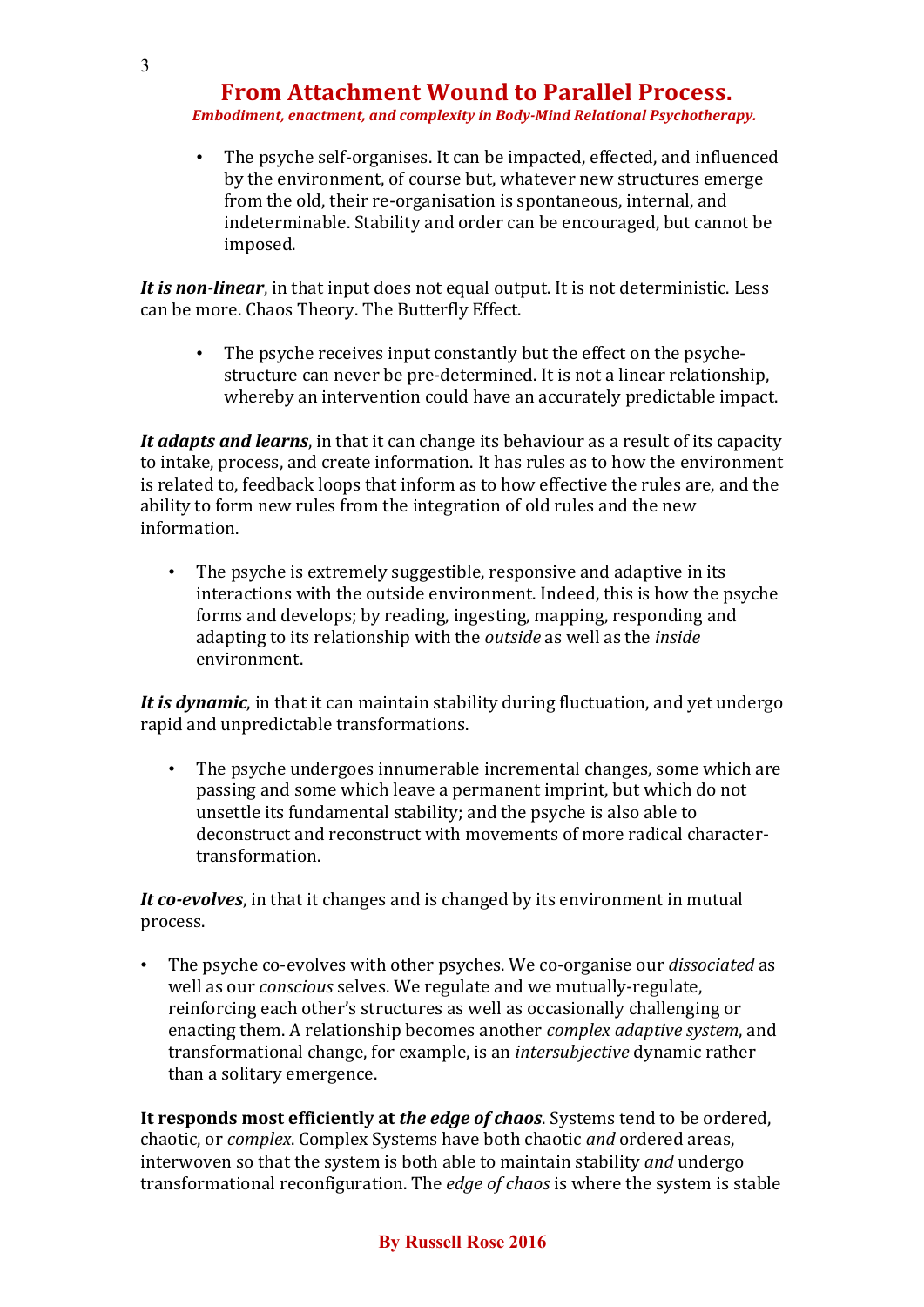- The psyche self-organises. It can be impacted, effected, and influenced by the environment, of course but, whatever new structures emerge from the old, their re-organisation is spontaneous, internal, and indeterminable. Stability and order can be encouraged, but cannot be imposed.

***It is non-linear***, in that input does not equal output. It is not deterministic. Less can be more. Chaos Theory. The Butterfly Effect.

- The psyche receives input constantly but the effect on the psyche-structure can never be pre-determined. It is not a linear relationship, whereby an intervention could have an accurately predictable impact.

***It adapts and learns***, in that it can change its behaviour as a result of its capacity to intake, process, and create information. It has rules as to how the environment is related to, feedback loops that inform as to how effective the rules are, and the ability to form new rules from the integration of old rules and the new information.

- The psyche is extremely suggestible, responsive and adaptive in its interactions with the outside environment. Indeed, this is how the psyche forms and develops; by reading, ingesting, mapping, responding and adapting to its relationship with the *outside* as well as the *inside* environment.

***It is dynamic***, in that it can maintain stability during fluctuation, and yet undergo rapid and unpredictable transformations.

- The psyche undergoes innumerable incremental changes, some which are passing and some which leave a permanent imprint, but which do not unsettle its fundamental stability; and the psyche is also able to deconstruct and reconstruct with movements of more radical character-transformation.

***It co-evolves***, in that it changes and is changed by its environment in mutual process.

- The psyche co-evolves with other psyches. We co-organise our *dissociated* as well as our *conscious* selves. We regulate and we mutually-regulate, reinforcing each other's structures as well as occasionally challenging or enacting them. A relationship becomes another *complex adaptive system*, and transformational change, for example, is an *intersubjective* dynamic rather than a solitary emergence.

**It responds most efficiently at *the edge of chaos***. Systems tend to be ordered, chaotic, or *complex*. Complex Systems have both chaotic *and* ordered areas, interwoven so that the system is both able to maintain stability *and* undergo transformational reconfiguration. The *edge of chaos* is where the system is stable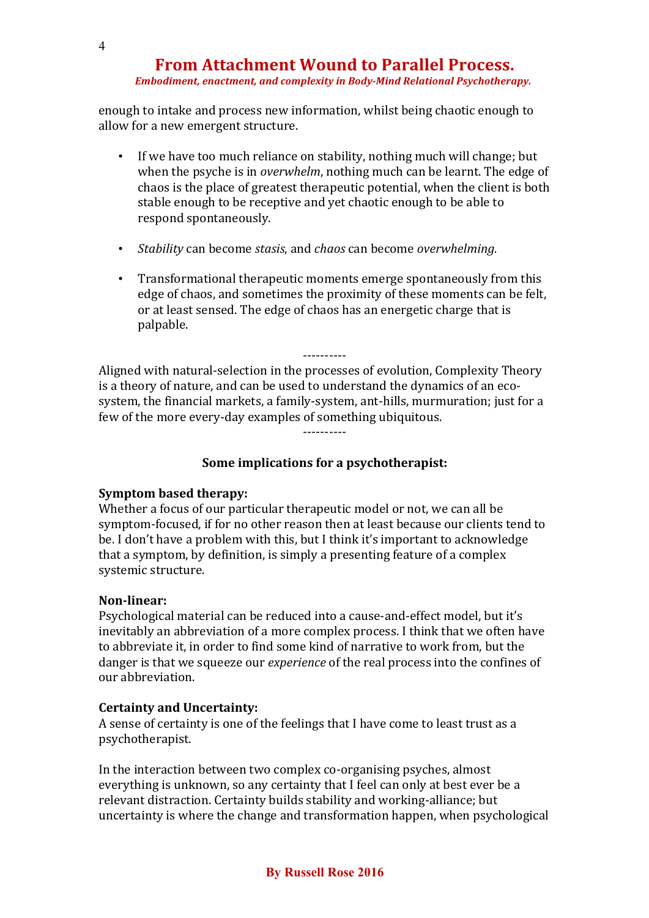enough to intake and process new information, whilst being chaotic enough to allow for a new emergent structure.

- If we have too much reliance on stability, nothing much will change; but when the psyche is in *overwhelm*, nothing much can be learnt. The edge of chaos is the place of greatest therapeutic potential, when the client is both stable enough to be receptive and yet chaotic enough to be able to respond spontaneously.

- *Stability* can become *stasis*, and *chaos* can become *overwhelming.*

- Transformational therapeutic moments emerge spontaneously from this edge of chaos, and sometimes the proximity of these moments can be felt, or at least sensed. The edge of chaos has an energetic charge that is palpable.

----------

Aligned with natural-selection in the processes of evolution, Complexity Theory is a theory of nature, and can be used to understand the dynamics of an eco-system, the financial markets, a family-system, ant-hills, murmuration; just for a few of the more every-day examples of something ubiquitous.

----------

**Some implications for a psychotherapist:**

**Symptom based therapy:**
Whether a focus of our particular therapeutic model or not, we can all be symptom-focused, if for no other reason then at least because our clients tend to be. I don't have a problem with this, but I think it's important to acknowledge that a symptom, by definition, is simply a presenting feature of a complex systemic structure.

**Non-linear:**
Psychological material can be reduced into a cause-and-effect model, but it's inevitably an abbreviation of a more complex process. I think that we often have to abbreviate it, in order to find some kind of narrative to work from, but the danger is that we squeeze our *experience* of the real process into the confines of our abbreviation.

**Certainty and Uncertainty:**
A sense of certainty is one of the feelings that I have come to least trust as a psychotherapist.

In the interaction between two complex co-organising psyches, almost everything is unknown, so any certainty that I feel can only at best ever be a relevant distraction. Certainty builds stability and working-alliance; but uncertainty is where the change and transformation happen, when psychological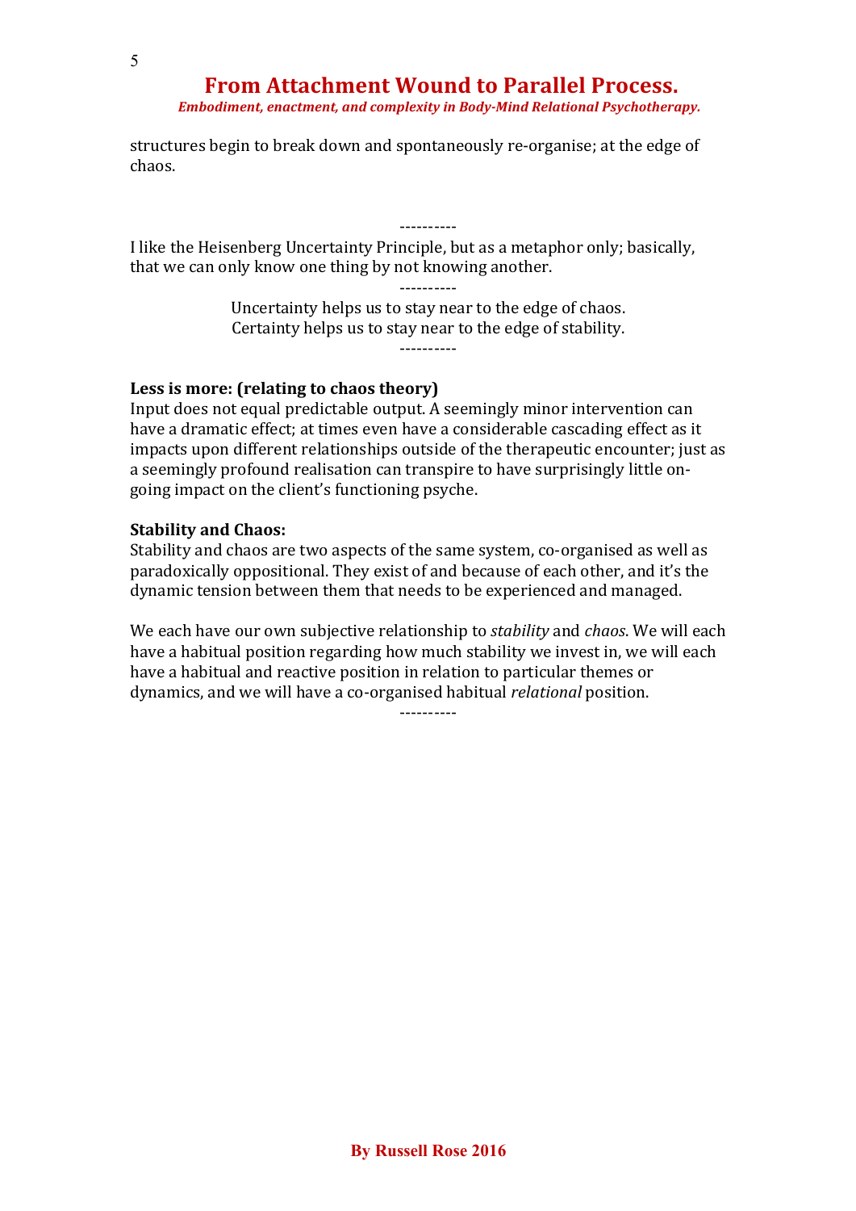structures begin to break down and spontaneously re-organise; at the edge of chaos.

----------

I like the Heisenberg Uncertainty Principle, but as a metaphor only; basically, that we can only know one thing by not knowing another.

----------

Uncertainty helps us to stay near to the edge of chaos.
Certainty helps us to stay near to the edge of stability.

----------

**Less is more: (relating to chaos theory)**
Input does not equal predictable output. A seemingly minor intervention can have a dramatic effect; at times even have a considerable cascading effect as it impacts upon different relationships outside of the therapeutic encounter; just as a seemingly profound realisation can transpire to have surprisingly little on-going impact on the client's functioning psyche.

**Stability and Chaos:**
Stability and chaos are two aspects of the same system, co-organised as well as paradoxically oppositional. They exist of and because of each other, and it's the dynamic tension between them that needs to be experienced and managed.

We each have our own subjective relationship to *stability* and *chaos*. We will each have a habitual position regarding how much stability we invest in, we will each have a habitual and reactive position in relation to particular themes or dynamics, and we will have a co-organised habitual *relational* position.

----------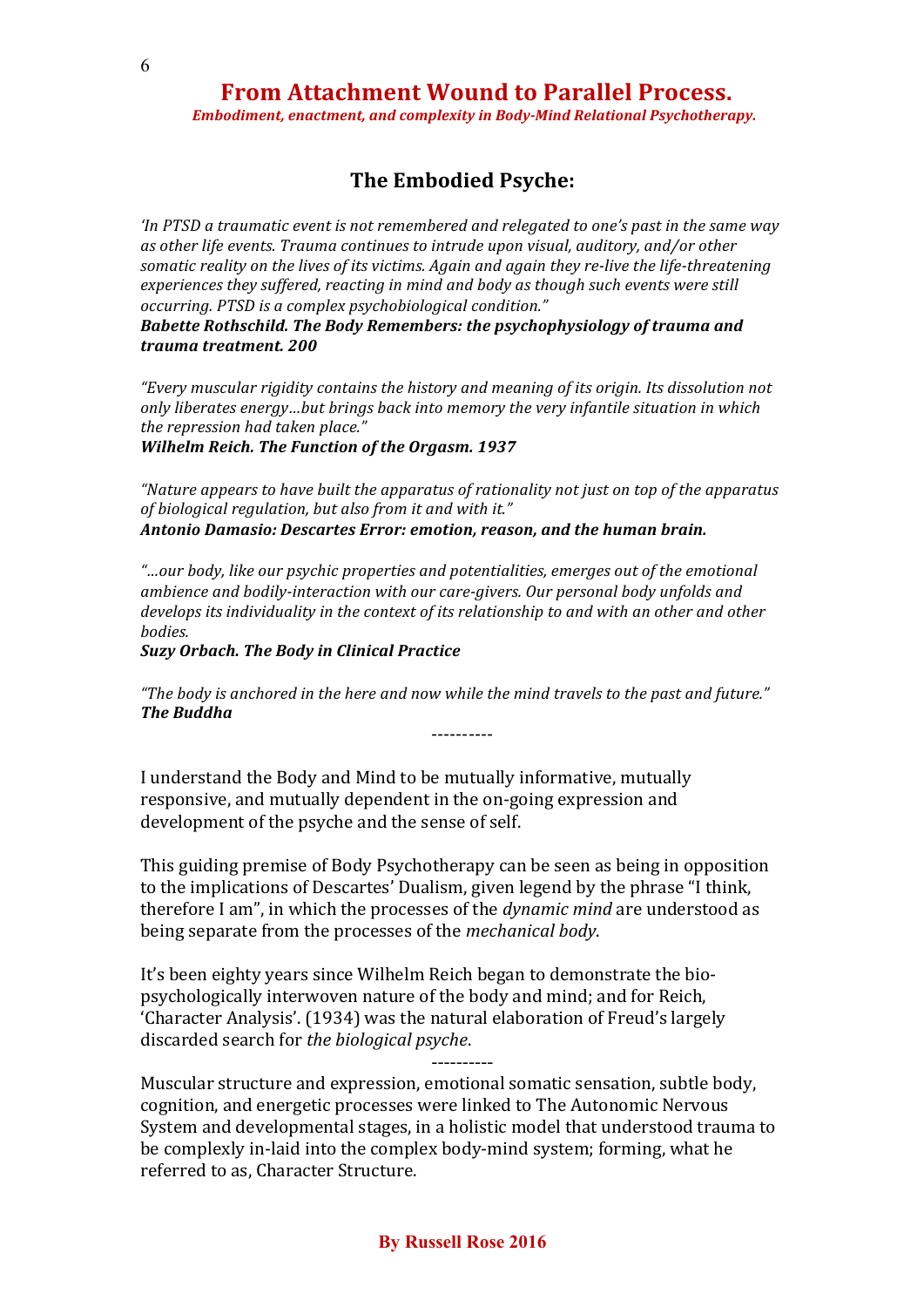## The Embodied Psyche:

*'In PTSD a traumatic event is not remembered and relegated to one's past in the same way as other life events. Trauma continues to intrude upon visual, auditory, and/or other somatic reality on the lives of its victims. Again and again they re-live the life-threatening experiences they suffered, reacting in mind and body as though such events were still occurring. PTSD is a complex psychobiological condition."*
***Babette Rothschild. The Body Remembers: the psychophysiology of trauma and trauma treatment. 200***

*"Every muscular rigidity contains the history and meaning of its origin. Its dissolution not only liberates energy…but brings back into memory the very infantile situation in which the repression had taken place."*
***Wilhelm Reich. The Function of the Orgasm. 1937***

*"Nature appears to have built the apparatus of rationality not just on top of the apparatus of biological regulation, but also from it and with it."*
***Antonio Damasio: Descartes Error: emotion, reason, and the human brain.***

*"…our body, like our psychic properties and potentialities, emerges out of the emotional ambience and bodily-interaction with our care-givers. Our personal body unfolds and develops its individuality in the context of its relationship to and with an other and other bodies.*
***Suzy Orbach. The Body in Clinical Practice***

*"The body is anchored in the here and now while the mind travels to the past and future."*
***The Buddha***

----------

I understand the Body and Mind to be mutually informative, mutually responsive, and mutually dependent in the on-going expression and development of the psyche and the sense of self.

This guiding premise of Body Psychotherapy can be seen as being in opposition to the implications of Descartes' Dualism, given legend by the phrase "I think, therefore I am", in which the processes of the *dynamic mind* are understood as being separate from the processes of the *mechanical body*.

It's been eighty years since Wilhelm Reich began to demonstrate the bio-psychologically interwoven nature of the body and mind; and for Reich, 'Character Analysis'. (1934) was the natural elaboration of Freud's largely discarded search for *the biological psyche*.

----------

Muscular structure and expression, emotional somatic sensation, subtle body, cognition, and energetic processes were linked to The Autonomic Nervous System and developmental stages, in a holistic model that understood trauma to be complexly in-laid into the complex body-mind system; forming, what he referred to as, Character Structure.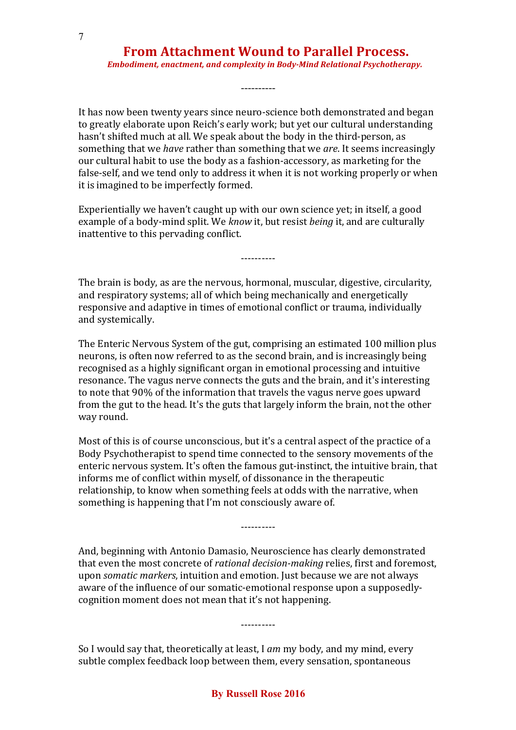---

It has now been twenty years since neuro-science both demonstrated and began to greatly elaborate upon Reich's early work; but yet our cultural understanding hasn't shifted much at all. We speak about the body in the third-person, as something that we *have* rather than something that we *are*. It seems increasingly our cultural habit to use the body as a fashion-accessory, as marketing for the false-self, and we tend only to address it when it is not working properly or when it is imagined to be imperfectly formed.

Experientially we haven't caught up with our own science yet; in itself, a good example of a body-mind split. We *know* it, but resist *being* it, and are culturally inattentive to this pervading conflict.

---

The brain is body, as are the nervous, hormonal, muscular, digestive, circularity, and respiratory systems; all of which being mechanically and energetically responsive and adaptive in times of emotional conflict or trauma, individually and systemically.

The Enteric Nervous System of the gut, comprising an estimated 100 million plus neurons, is often now referred to as the second brain, and is increasingly being recognised as a highly significant organ in emotional processing and intuitive resonance. The vagus nerve connects the guts and the brain, and it's interesting to note that 90% of the information that travels the vagus nerve goes upward from the gut to the head. It's the guts that largely inform the brain, not the other way round.

Most of this is of course unconscious, but it's a central aspect of the practice of a Body Psychotherapist to spend time connected to the sensory movements of the enteric nervous system. It's often the famous gut-instinct, the intuitive brain, that informs me of conflict within myself, of dissonance in the therapeutic relationship, to know when something feels at odds with the narrative, when something is happening that I'm not consciously aware of.

---

And, beginning with Antonio Damasio, Neuroscience has clearly demonstrated that even the most concrete of *rational decision-making* relies, first and foremost, upon *somatic markers*, intuition and emotion. Just because we are not always aware of the influence of our somatic-emotional response upon a supposedly-cognition moment does not mean that it's not happening.

---

So I would say that, theoretically at least, I *am* my body, and my mind, every subtle complex feedback loop between them, every sensation, spontaneous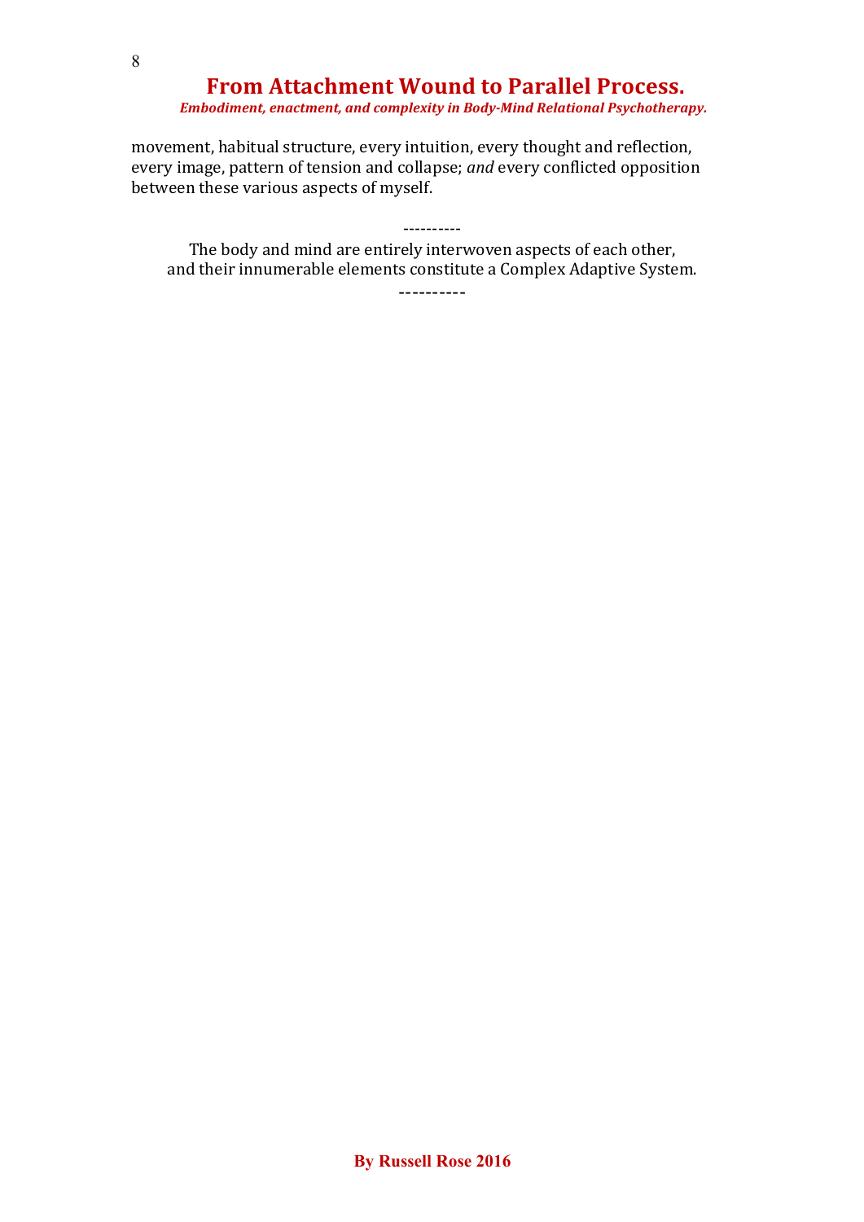movement, habitual structure, every intuition, every thought and reflection, every image, pattern of tension and collapse; *and* every conflicted opposition between these various aspects of myself.

----------

The body and mind are entirely interwoven aspects of each other,
and their innumerable elements constitute a Complex Adaptive System.

----------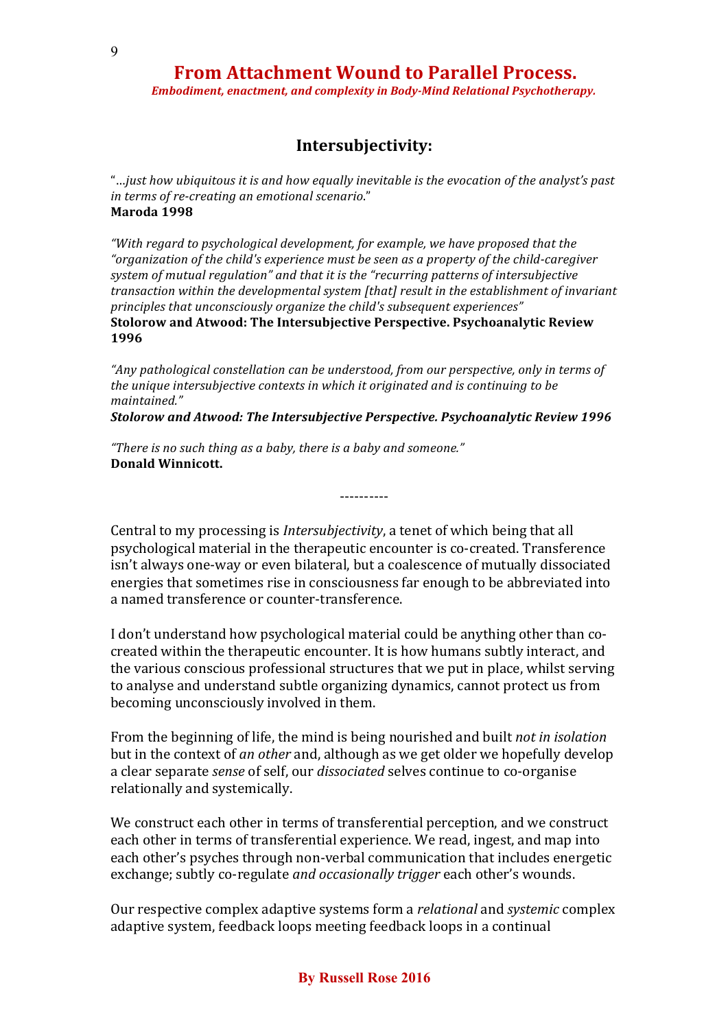## Intersubjectivity:

"*…just how ubiquitous it is and how equally inevitable is the evocation of the analyst's past in terms of re-creating an emotional scenario.*"
**Maroda 1998**

*"With regard to psychological development, for example, we have proposed that the "organization of the child's experience must be seen as a property of the child-caregiver system of mutual regulation" and that it is the "recurring patterns of intersubjective transaction within the developmental system [that] result in the establishment of invariant principles that unconsciously organize the child's subsequent experiences"*
**Stolorow and Atwood: The Intersubjective Perspective. Psychoanalytic Review 1996**

*"Any pathological constellation can be understood, from our perspective, only in terms of the unique intersubjective contexts in which it originated and is continuing to be maintained."*
***Stolorow and Atwood: The Intersubjective Perspective. Psychoanalytic Review 1996***

*"There is no such thing as a baby, there is a baby and someone."*
**Donald Winnicott.**

----------

Central to my processing is *Intersubjectivity*, a tenet of which being that all psychological material in the therapeutic encounter is co-created. Transference isn't always one-way or even bilateral, but a coalescence of mutually dissociated energies that sometimes rise in consciousness far enough to be abbreviated into a named transference or counter-transference.

I don't understand how psychological material could be anything other than co-created within the therapeutic encounter. It is how humans subtly interact, and the various conscious professional structures that we put in place, whilst serving to analyse and understand subtle organizing dynamics, cannot protect us from becoming unconsciously involved in them.

From the beginning of life, the mind is being nourished and built *not in isolation* but in the context of *an other* and, although as we get older we hopefully develop a clear separate *sense* of self, our *dissociated* selves continue to co-organise relationally and systemically.

We construct each other in terms of transferential perception, and we construct each other in terms of transferential experience. We read, ingest, and map into each other's psyches through non-verbal communication that includes energetic exchange; subtly co-regulate *and occasionally trigger* each other's wounds.

Our respective complex adaptive systems form a *relational* and *systemic* complex adaptive system, feedback loops meeting feedback loops in a continual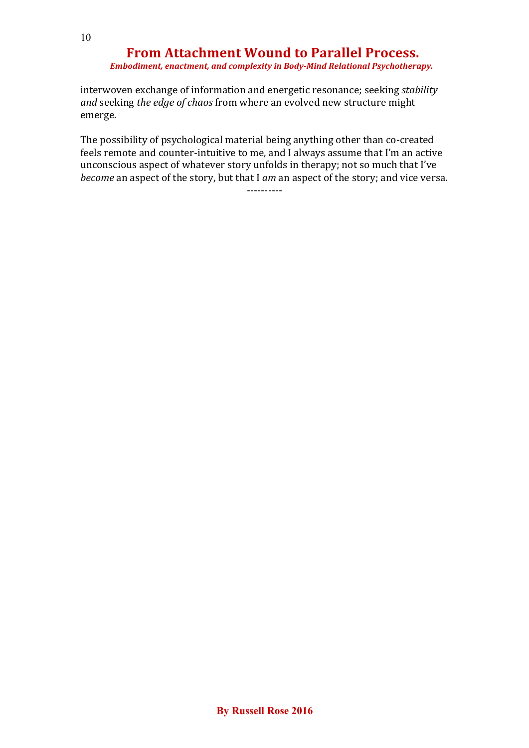interwoven exchange of information and energetic resonance; seeking *stability and* seeking *the edge of chaos* from where an evolved new structure might emerge.

The possibility of psychological material being anything other than co-created feels remote and counter-intuitive to me, and I always assume that I'm an active unconscious aspect of whatever story unfolds in therapy; not so much that I've *become* an aspect of the story, but that I *am* an aspect of the story; and vice versa.

----------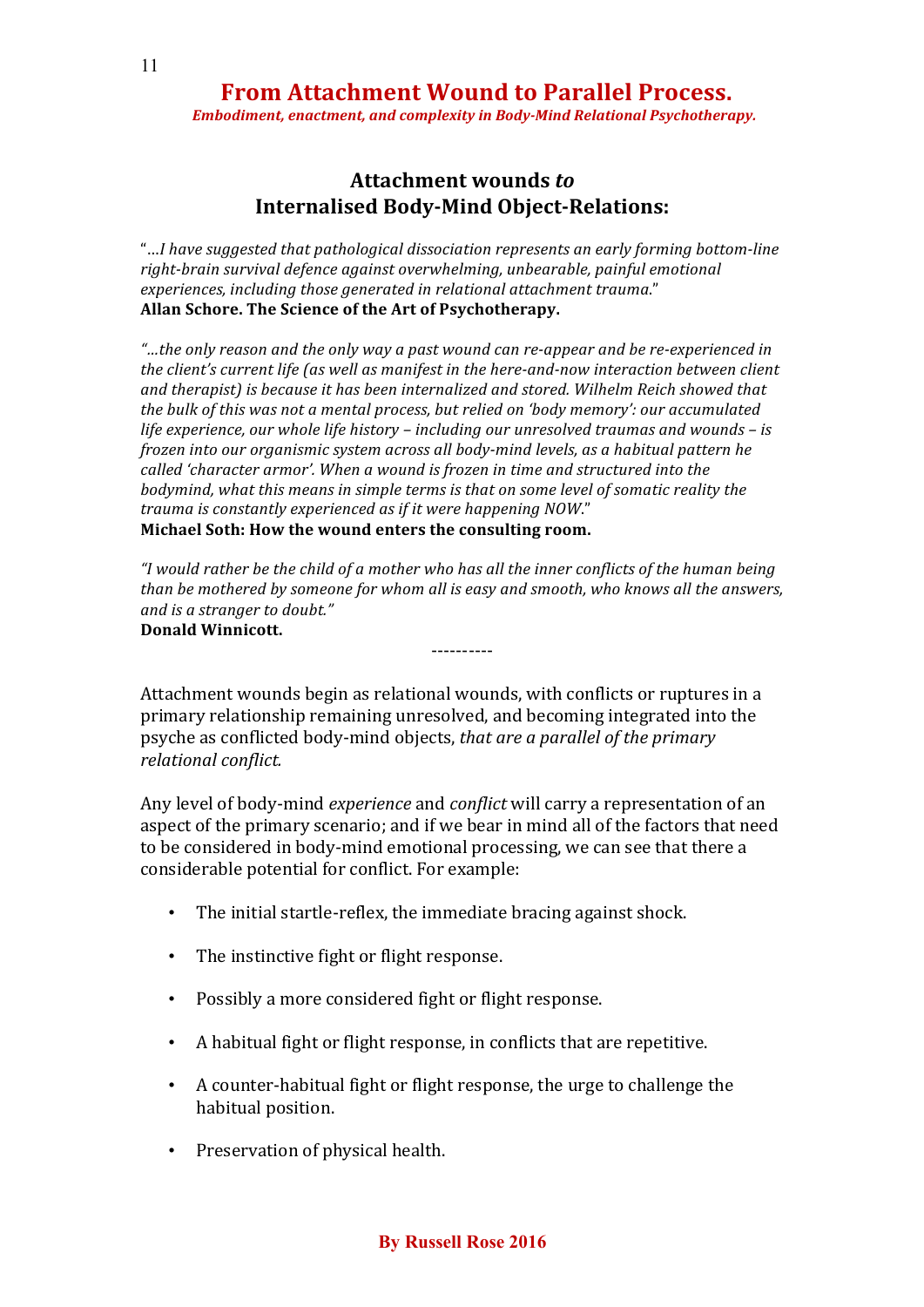## Attachment wounds *to* Internalised Body-Mind Object-Relations:

"…*I have suggested that pathological dissociation represents an early forming bottom-line right-brain survival defence against overwhelming, unbearable, painful emotional experiences, including those generated in relational attachment trauma*."
**Allan Schore. The Science of the Art of Psychotherapy.**

*"…the only reason and the only way a past wound can re-appear and be re-experienced in the client's current life (as well as manifest in the here-and-now interaction between client and therapist) is because it has been internalized and stored. Wilhelm Reich showed that the bulk of this was not a mental process, but relied on 'body memory': our accumulated life experience, our whole life history – including our unresolved traumas and wounds – is frozen into our organismic system across all body-mind levels, as a habitual pattern he called 'character armor'. When a wound is frozen in time and structured into the bodymind, what this means in simple terms is that on some level of somatic reality the trauma is constantly experienced as if it were happening NOW*."
**Michael Soth: How the wound enters the consulting room.**

*"I would rather be the child of a mother who has all the inner conflicts of the human being than be mothered by someone for whom all is easy and smooth, who knows all the answers, and is a stranger to doubt."*
**Donald Winnicott.**

----------

Attachment wounds begin as relational wounds, with conflicts or ruptures in a primary relationship remaining unresolved, and becoming integrated into the psyche as conflicted body-mind objects, *that are a parallel of the primary relational conflict.*

Any level of body-mind *experience* and *conflict* will carry a representation of an aspect of the primary scenario; and if we bear in mind all of the factors that need to be considered in body-mind emotional processing, we can see that there a considerable potential for conflict. For example:

- The initial startle-reflex, the immediate bracing against shock.
- The instinctive fight or flight response.
- Possibly a more considered fight or flight response.
- A habitual fight or flight response, in conflicts that are repetitive.
- A counter-habitual fight or flight response, the urge to challenge the habitual position.
- Preservation of physical health.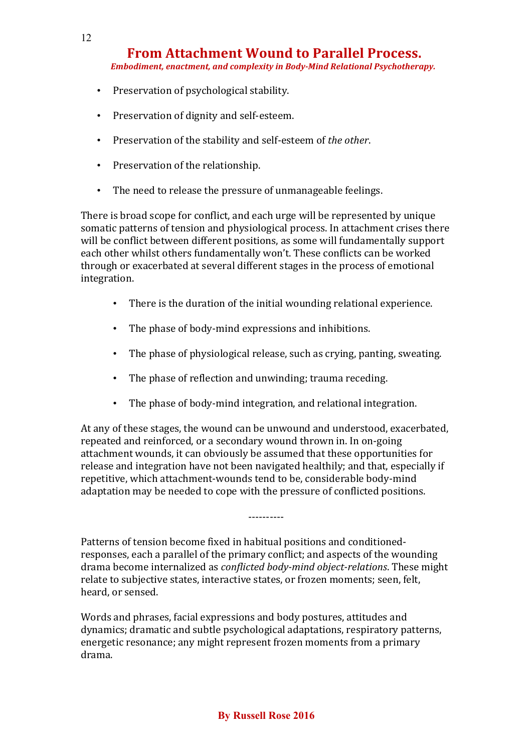- Preservation of psychological stability.
- Preservation of dignity and self-esteem.
- Preservation of the stability and self-esteem of *the other*.
- Preservation of the relationship.
- The need to release the pressure of unmanageable feelings.

There is broad scope for conflict, and each urge will be represented by unique somatic patterns of tension and physiological process. In attachment crises there will be conflict between different positions, as some will fundamentally support each other whilst others fundamentally won't. These conflicts can be worked through or exacerbated at several different stages in the process of emotional integration.

- There is the duration of the initial wounding relational experience.
- The phase of body-mind expressions and inhibitions.
- The phase of physiological release, such as crying, panting, sweating.
- The phase of reflection and unwinding; trauma receding.
- The phase of body-mind integration, and relational integration.

At any of these stages, the wound can be unwound and understood, exacerbated, repeated and reinforced, or a secondary wound thrown in. In on-going attachment wounds, it can obviously be assumed that these opportunities for release and integration have not been navigated healthily; and that, especially if repetitive, which attachment-wounds tend to be, considerable body-mind adaptation may be needed to cope with the pressure of conflicted positions.

----------

Patterns of tension become fixed in habitual positions and conditioned-responses, each a parallel of the primary conflict; and aspects of the wounding drama become internalized as *conflicted body-mind object-relations*. These might relate to subjective states, interactive states, or frozen moments; seen, felt, heard, or sensed.

Words and phrases, facial expressions and body postures, attitudes and dynamics; dramatic and subtle psychological adaptations, respiratory patterns, energetic resonance; any might represent frozen moments from a primary drama.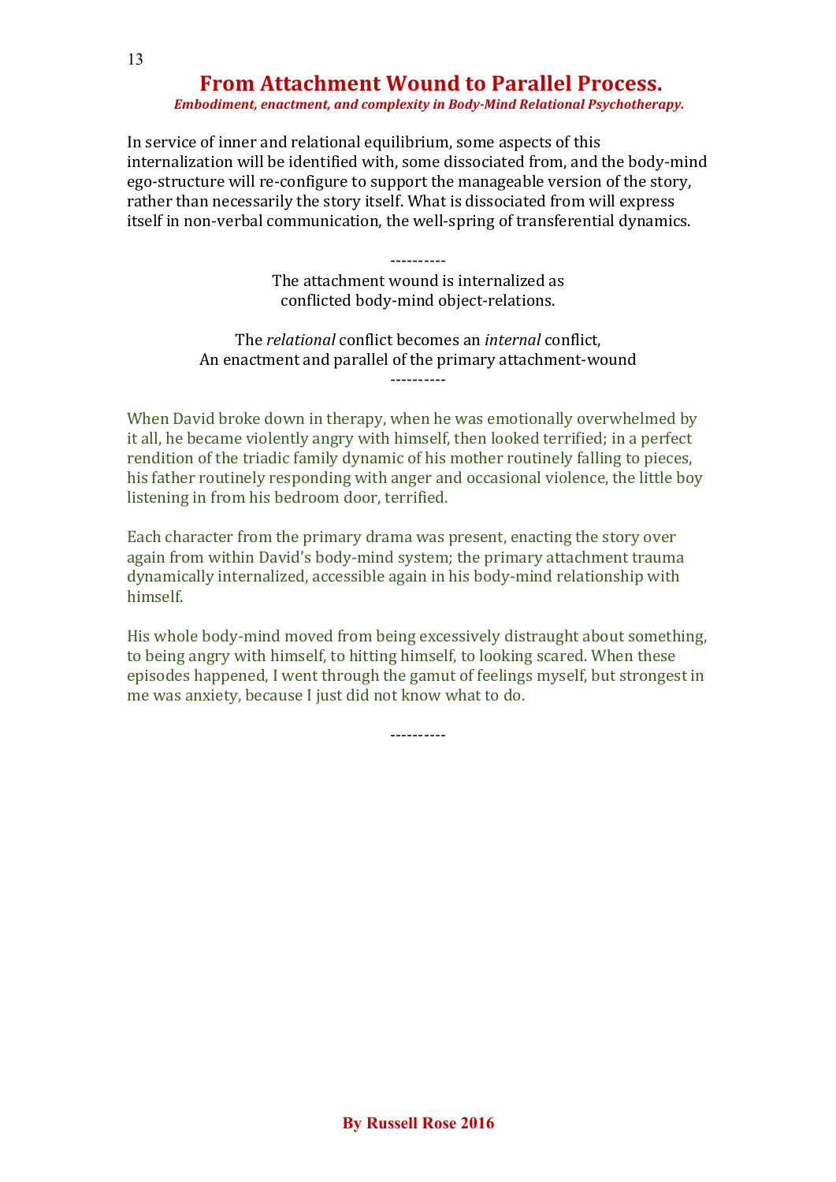In service of inner and relational equilibrium, some aspects of this internalization will be identified with, some dissociated from, and the body-mind ego-structure will re-configure to support the manageable version of the story, rather than necessarily the story itself. What is dissociated from will express itself in non-verbal communication, the well-spring of transferential dynamics.

----------

The attachment wound is internalized as
conflicted body-mind object-relations.

The *relational* conflict becomes an *internal* conflict,
An enactment and parallel of the primary attachment-wound

----------

When David broke down in therapy, when he was emotionally overwhelmed by it all, he became violently angry with himself, then looked terrified; in a perfect rendition of the triadic family dynamic of his mother routinely falling to pieces, his father routinely responding with anger and occasional violence, the little boy listening in from his bedroom door, terrified.

Each character from the primary drama was present, enacting the story over again from within David's body-mind system; the primary attachment trauma dynamically internalized, accessible again in his body-mind relationship with himself.

His whole body-mind moved from being excessively distraught about something, to being angry with himself, to hitting himself, to looking scared. When these episodes happened, I went through the gamut of feelings myself, but strongest in me was anxiety, because I just did not know what to do.

----------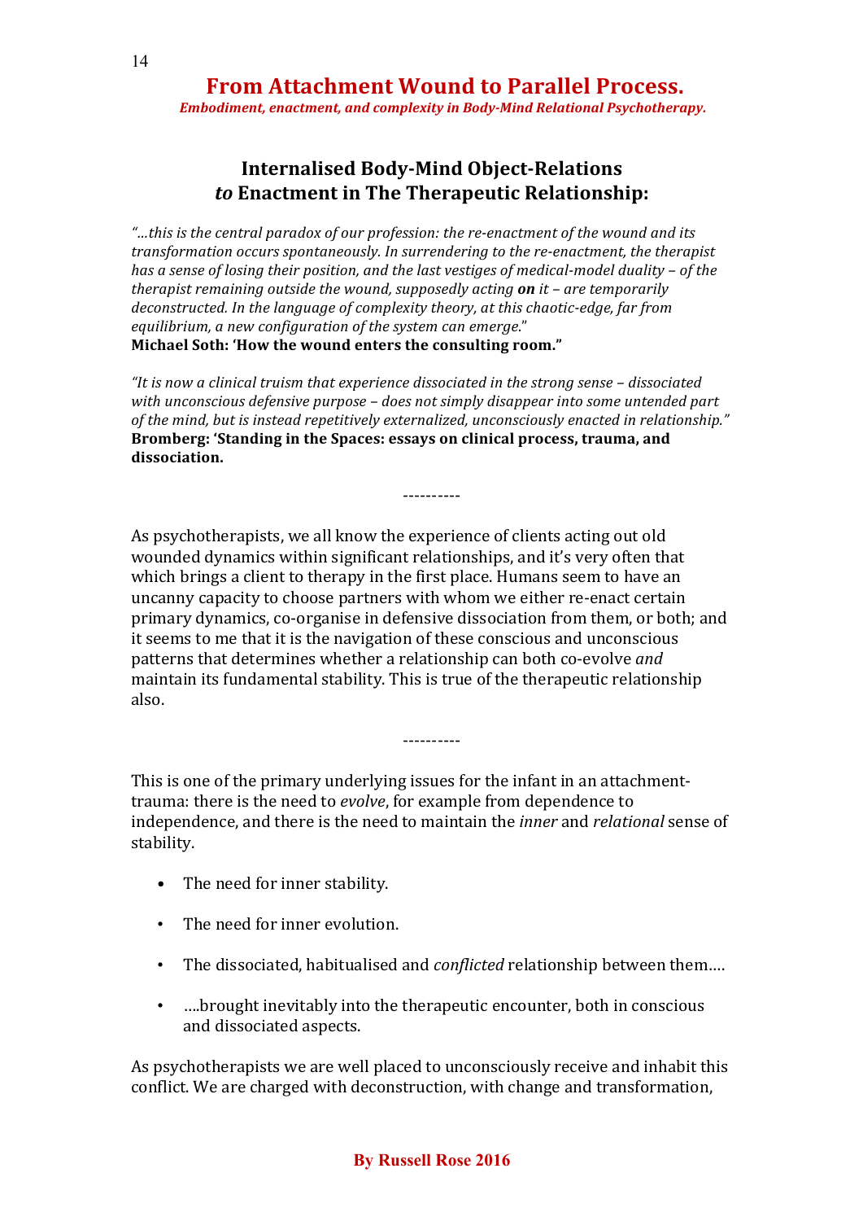## Internalised Body-Mind Object-Relations *to* Enactment in The Therapeutic Relationship:

*"…this is the central paradox of our profession: the re-enactment of the wound and its transformation occurs spontaneously. In surrendering to the re-enactment, the therapist has a sense of losing their position, and the last vestiges of medical-model duality – of the therapist remaining outside the wound, supposedly acting* ***on*** *it – are temporarily deconstructed. In the language of complexity theory, at this chaotic-edge, far from equilibrium, a new configuration of the system can emerge*."
**Michael Soth: 'How the wound enters the consulting room."**

*"It is now a clinical truism that experience dissociated in the strong sense – dissociated with unconscious defensive purpose – does not simply disappear into some untended part of the mind, but is instead repetitively externalized, unconsciously enacted in relationship."*
**Bromberg: 'Standing in the Spaces: essays on clinical process, trauma, and dissociation.**

----------

As psychotherapists, we all know the experience of clients acting out old wounded dynamics within significant relationships, and it's very often that which brings a client to therapy in the first place. Humans seem to have an uncanny capacity to choose partners with whom we either re-enact certain primary dynamics, co-organise in defensive dissociation from them, or both; and it seems to me that it is the navigation of these conscious and unconscious patterns that determines whether a relationship can both co-evolve *and* maintain its fundamental stability. This is true of the therapeutic relationship also.

----------

This is one of the primary underlying issues for the infant in an attachment-trauma: there is the need to *evolve*, for example from dependence to independence, and there is the need to maintain the *inner* and *relational* sense of stability.

- The need for inner stability.
- The need for inner evolution.
- The dissociated, habitualised and *conflicted* relationship between them….
- ….brought inevitably into the therapeutic encounter, both in conscious and dissociated aspects.

As psychotherapists we are well placed to unconsciously receive and inhabit this conflict. We are charged with deconstruction, with change and transformation,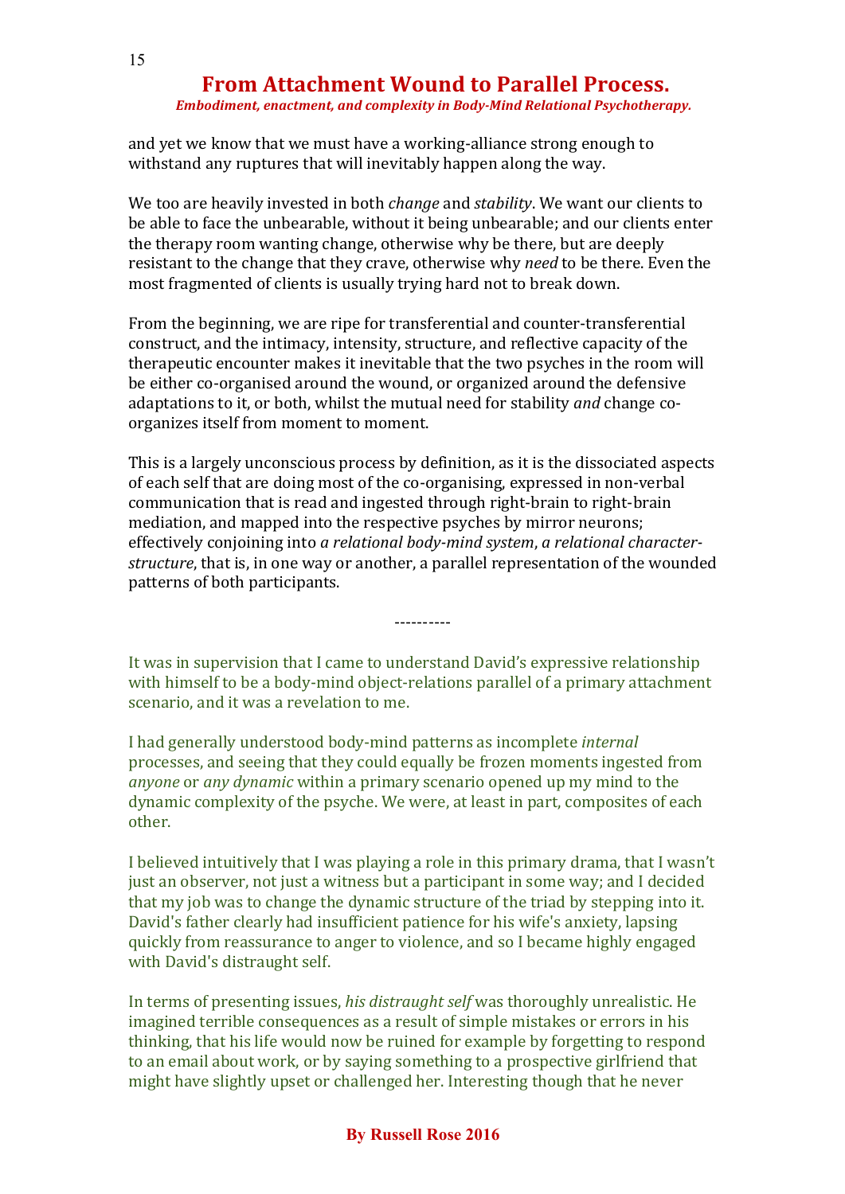and yet we know that we must have a working-alliance strong enough to withstand any ruptures that will inevitably happen along the way.

We too are heavily invested in both *change* and *stability*. We want our clients to be able to face the unbearable, without it being unbearable; and our clients enter the therapy room wanting change, otherwise why be there, but are deeply resistant to the change that they crave, otherwise why *need* to be there. Even the most fragmented of clients is usually trying hard not to break down.

From the beginning, we are ripe for transferential and counter-transferential construct, and the intimacy, intensity, structure, and reflective capacity of the therapeutic encounter makes it inevitable that the two psyches in the room will be either co-organised around the wound, or organized around the defensive adaptations to it, or both, whilst the mutual need for stability *and* change co-organizes itself from moment to moment.

This is a largely unconscious process by definition, as it is the dissociated aspects of each self that are doing most of the co-organising, expressed in non-verbal communication that is read and ingested through right-brain to right-brain mediation, and mapped into the respective psyches by mirror neurons; effectively conjoining into *a relational body-mind system*, *a relational character-structure*, that is, in one way or another, a parallel representation of the wounded patterns of both participants.

----------

It was in supervision that I came to understand David's expressive relationship with himself to be a body-mind object-relations parallel of a primary attachment scenario, and it was a revelation to me.

I had generally understood body-mind patterns as incomplete *internal* processes, and seeing that they could equally be frozen moments ingested from *anyone* or *any dynamic* within a primary scenario opened up my mind to the dynamic complexity of the psyche. We were, at least in part, composites of each other.

I believed intuitively that I was playing a role in this primary drama, that I wasn't just an observer, not just a witness but a participant in some way; and I decided that my job was to change the dynamic structure of the triad by stepping into it. David's father clearly had insufficient patience for his wife's anxiety, lapsing quickly from reassurance to anger to violence, and so I became highly engaged with David's distraught self.

In terms of presenting issues, *his distraught self* was thoroughly unrealistic. He imagined terrible consequences as a result of simple mistakes or errors in his thinking, that his life would now be ruined for example by forgetting to respond to an email about work, or by saying something to a prospective girlfriend that might have slightly upset or challenged her. Interesting though that he never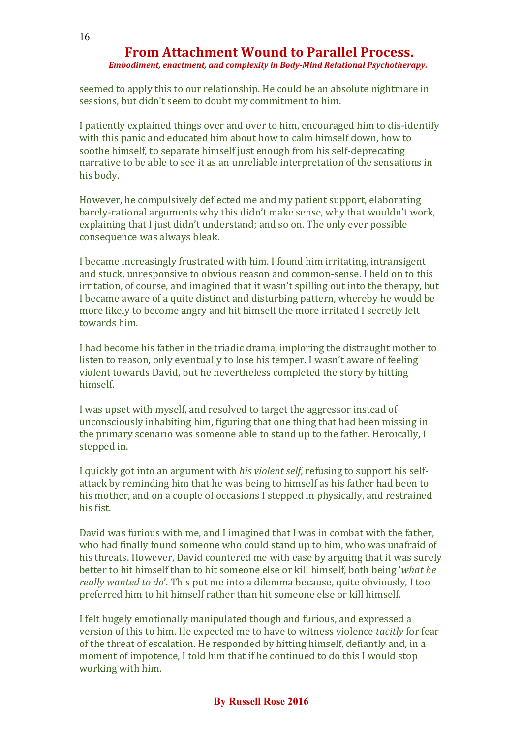seemed to apply this to our relationship. He could be an absolute nightmare in sessions, but didn't seem to doubt my commitment to him.

I patiently explained things over and over to him, encouraged him to dis-identify with this panic and educated him about how to calm himself down, how to soothe himself, to separate himself just enough from his self-deprecating narrative to be able to see it as an unreliable interpretation of the sensations in his body.

However, he compulsively deflected me and my patient support, elaborating barely-rational arguments why this didn't make sense, why that wouldn't work, explaining that I just didn't understand; and so on. The only ever possible consequence was always bleak.

I became increasingly frustrated with him. I found him irritating, intransigent and stuck, unresponsive to obvious reason and common-sense. I held on to this irritation, of course, and imagined that it wasn't spilling out into the therapy, but I became aware of a quite distinct and disturbing pattern, whereby he would be more likely to become angry and hit himself the more irritated I secretly felt towards him.

I had become his father in the triadic drama, imploring the distraught mother to listen to reason, only eventually to lose his temper. I wasn't aware of feeling violent towards David, but he nevertheless completed the story by hitting himself.

I was upset with myself, and resolved to target the aggressor instead of unconsciously inhabiting him, figuring that one thing that had been missing in the primary scenario was someone able to stand up to the father. Heroically, I stepped in.

I quickly got into an argument with *his violent self*, refusing to support his self-attack by reminding him that he was being to himself as his father had been to his mother, and on a couple of occasions I stepped in physically, and restrained his fist.

David was furious with me, and I imagined that I was in combat with the father, who had finally found someone who could stand up to him, who was unafraid of his threats. However, David countered me with ease by arguing that it was surely better to hit himself than to hit someone else or kill himself, both being '*what he really wanted to do*'. This put me into a dilemma because, quite obviously, I too preferred him to hit himself rather than hit someone else or kill himself.

I felt hugely emotionally manipulated though and furious, and expressed a version of this to him. He expected me to have to witness violence *tacitly* for fear of the threat of escalation. He responded by hitting himself, defiantly and, in a moment of impotence, I told him that if he continued to do this I would stop working with him.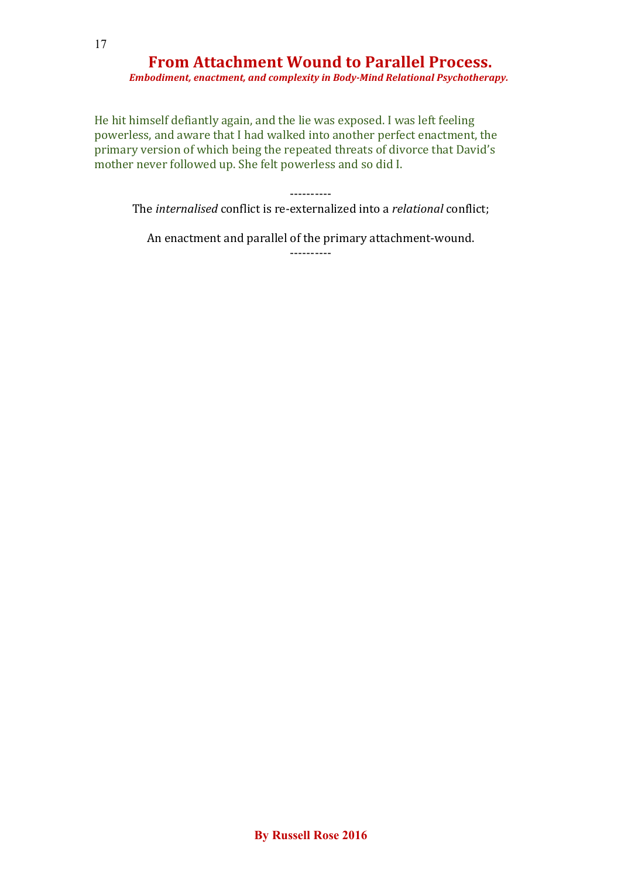He hit himself defiantly again, and the lie was exposed. I was left feeling powerless, and aware that I had walked into another perfect enactment, the primary version of which being the repeated threats of divorce that David's mother never followed up. She felt powerless and so did I.

----------

The *internalised* conflict is re-externalized into a *relational* conflict;

An enactment and parallel of the primary attachment-wound.

----------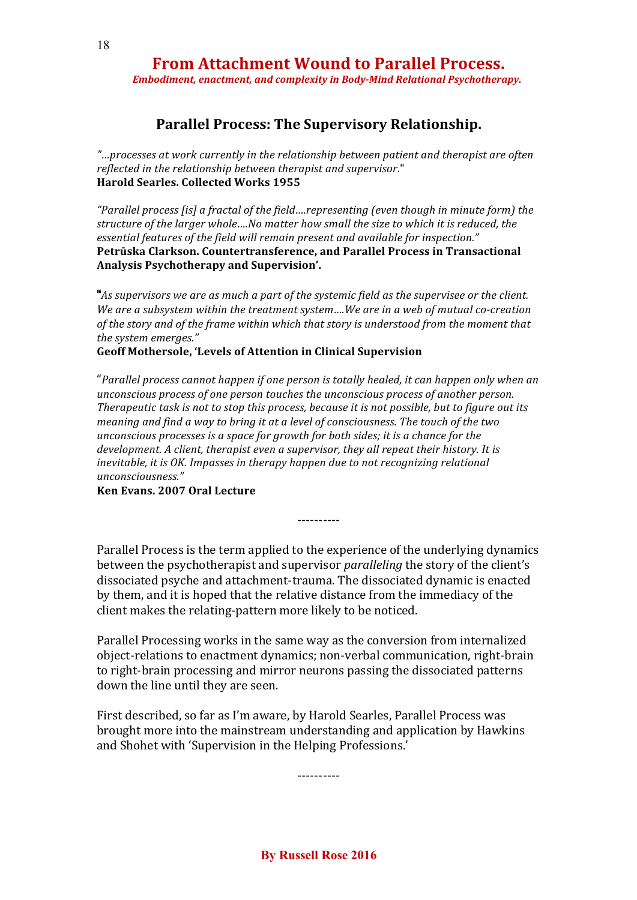## Parallel Process: The Supervisory Relationship.

*"…processes at work currently in the relationship between patient and therapist are often reflected in the relationship between therapist and supervisor*."
**Harold Searles. Collected Works 1955**

*"Parallel process [is] a fractal of the field….representing (even though in minute form) the structure of the larger whole….No matter how small the size to which it is reduced, the essential features of the field will remain present and available for inspection."*
**Petrūska Clarkson. Countertransference, and Parallel Process in Transactional Analysis Psychotherapy and Supervision'.**

**"***As supervisors we are as much a part of the systemic field as the supervisee or the client. We are a subsystem within the treatment system….We are in a web of mutual co-creation of the story and of the frame within which that story is understood from the moment that the system emerges."*
**Geoff Mothersole, 'Levels of Attention in Clinical Supervision**

"*Parallel process cannot happen if one person is totally healed, it can happen only when an unconscious process of one person touches the unconscious process of another person. Therapeutic task is not to stop this process, because it is not possible, but to figure out its meaning and find a way to bring it at a level of consciousness. The touch of the two unconscious processes is a space for growth for both sides; it is a chance for the development. A client, therapist even a supervisor, they all repeat their history. It is inevitable, it is OK. Impasses in therapy happen due to not recognizing relational unconsciousness."*
**Ken Evans. 2007 Oral Lecture**

----------

Parallel Process is the term applied to the experience of the underlying dynamics between the psychotherapist and supervisor *paralleling* the story of the client's dissociated psyche and attachment-trauma. The dissociated dynamic is enacted by them, and it is hoped that the relative distance from the immediacy of the client makes the relating-pattern more likely to be noticed.

Parallel Processing works in the same way as the conversion from internalized object-relations to enactment dynamics; non-verbal communication, right-brain to right-brain processing and mirror neurons passing the dissociated patterns down the line until they are seen.

First described, so far as I'm aware, by Harold Searles, Parallel Process was brought more into the mainstream understanding and application by Hawkins and Shohet with 'Supervision in the Helping Professions.'

----------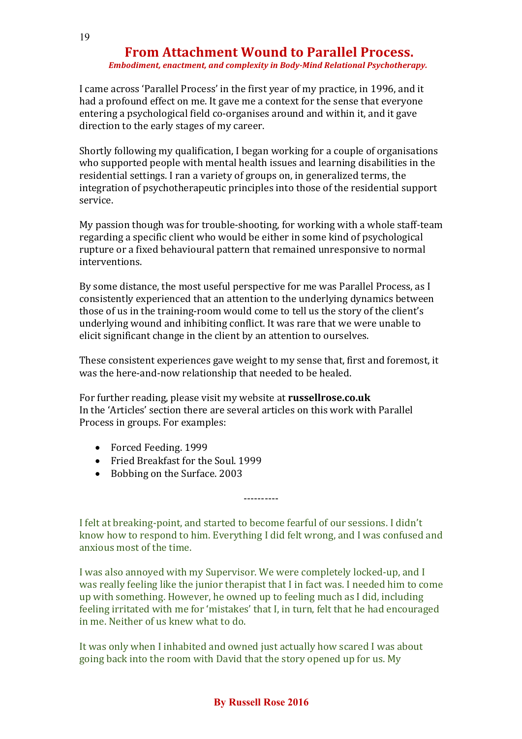# From Attachment Wound to Parallel Process.

***Embodiment, enactment, and complexity in Body-Mind Relational Psychotherapy.***

I came across 'Parallel Process' in the first year of my practice, in 1996, and it had a profound effect on me. It gave me a context for the sense that everyone entering a psychological field co-organises around and within it, and it gave direction to the early stages of my career.

Shortly following my qualification, I began working for a couple of organisations who supported people with mental health issues and learning disabilities in the residential settings. I ran a variety of groups on, in generalized terms, the integration of psychotherapeutic principles into those of the residential support service.

My passion though was for trouble-shooting, for working with a whole staff-team regarding a specific client who would be either in some kind of psychological rupture or a fixed behavioural pattern that remained unresponsive to normal interventions.

By some distance, the most useful perspective for me was Parallel Process, as I consistently experienced that an attention to the underlying dynamics between those of us in the training-room would come to tell us the story of the client's underlying wound and inhibiting conflict. It was rare that we were unable to elicit significant change in the client by an attention to ourselves.

These consistent experiences gave weight to my sense that, first and foremost, it was the here-and-now relationship that needed to be healed.

For further reading, please visit my website at **russellrose.co.uk**
In the 'Articles' section there are several articles on this work with Parallel Process in groups. For examples:

- Forced Feeding. 1999
- Fried Breakfast for the Soul. 1999
- Bobbing on the Surface. 2003

----------

I felt at breaking-point, and started to become fearful of our sessions. I didn't know how to respond to him. Everything I did felt wrong, and I was confused and anxious most of the time.

I was also annoyed with my Supervisor. We were completely locked-up, and I was really feeling like the junior therapist that I in fact was. I needed him to come up with something. However, he owned up to feeling much as I did, including feeling irritated with me for 'mistakes' that I, in turn, felt that he had encouraged in me. Neither of us knew what to do.

It was only when I inhabited and owned just actually how scared I was about going back into the room with David that the story opened up for us. My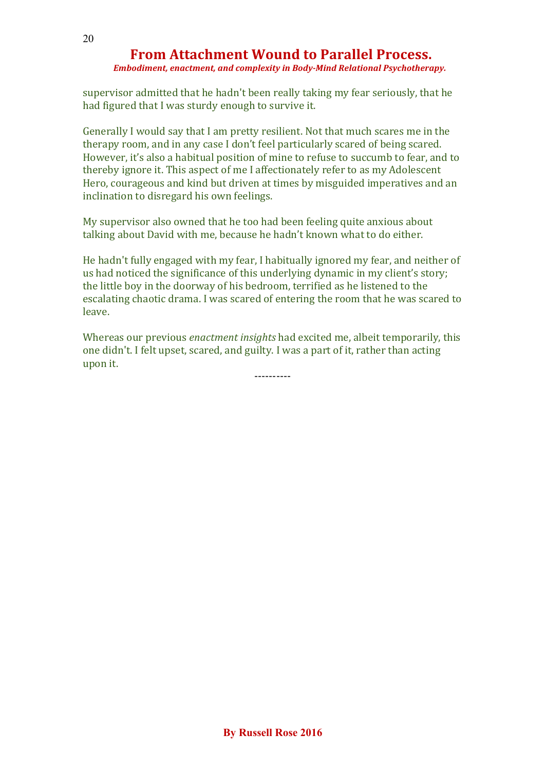supervisor admitted that he hadn't been really taking my fear seriously, that he had figured that I was sturdy enough to survive it.

Generally I would say that I am pretty resilient. Not that much scares me in the therapy room, and in any case I don't feel particularly scared of being scared. However, it's also a habitual position of mine to refuse to succumb to fear, and to thereby ignore it. This aspect of me I affectionately refer to as my Adolescent Hero, courageous and kind but driven at times by misguided imperatives and an inclination to disregard his own feelings.

My supervisor also owned that he too had been feeling quite anxious about talking about David with me, because he hadn't known what to do either.

He hadn't fully engaged with my fear, I habitually ignored my fear, and neither of us had noticed the significance of this underlying dynamic in my client's story; the little boy in the doorway of his bedroom, terrified as he listened to the escalating chaotic drama. I was scared of entering the room that he was scared to leave.

Whereas our previous *enactment insights* had excited me, albeit temporarily, this one didn't. I felt upset, scared, and guilty. I was a part of it, rather than acting upon it.

----------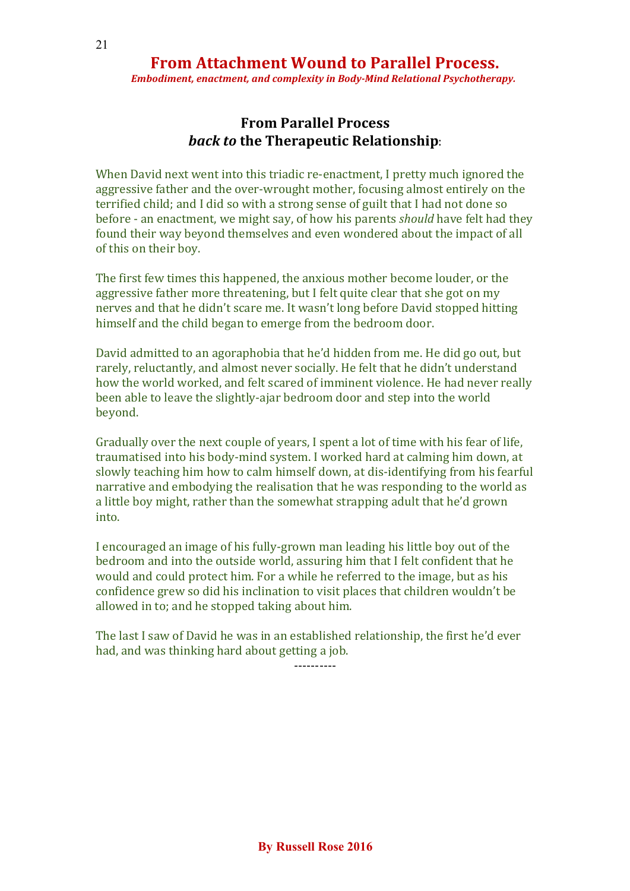## From Parallel Process *back to* the Therapeutic Relationship:

When David next went into this triadic re-enactment, I pretty much ignored the aggressive father and the over-wrought mother, focusing almost entirely on the terrified child; and I did so with a strong sense of guilt that I had not done so before - an enactment, we might say, of how his parents *should* have felt had they found their way beyond themselves and even wondered about the impact of all of this on their boy.

The first few times this happened, the anxious mother become louder, or the aggressive father more threatening, but I felt quite clear that she got on my nerves and that he didn't scare me. It wasn't long before David stopped hitting himself and the child began to emerge from the bedroom door.

David admitted to an agoraphobia that he'd hidden from me. He did go out, but rarely, reluctantly, and almost never socially. He felt that he didn't understand how the world worked, and felt scared of imminent violence. He had never really been able to leave the slightly-ajar bedroom door and step into the world beyond.

Gradually over the next couple of years, I spent a lot of time with his fear of life, traumatised into his body-mind system. I worked hard at calming him down, at slowly teaching him how to calm himself down, at dis-identifying from his fearful narrative and embodying the realisation that he was responding to the world as a little boy might, rather than the somewhat strapping adult that he'd grown into.

I encouraged an image of his fully-grown man leading his little boy out of the bedroom and into the outside world, assuring him that I felt confident that he would and could protect him. For a while he referred to the image, but as his confidence grew so did his inclination to visit places that children wouldn't be allowed in to; and he stopped taking about him.

The last I saw of David he was in an established relationship, the first he'd ever had, and was thinking hard about getting a job.

----------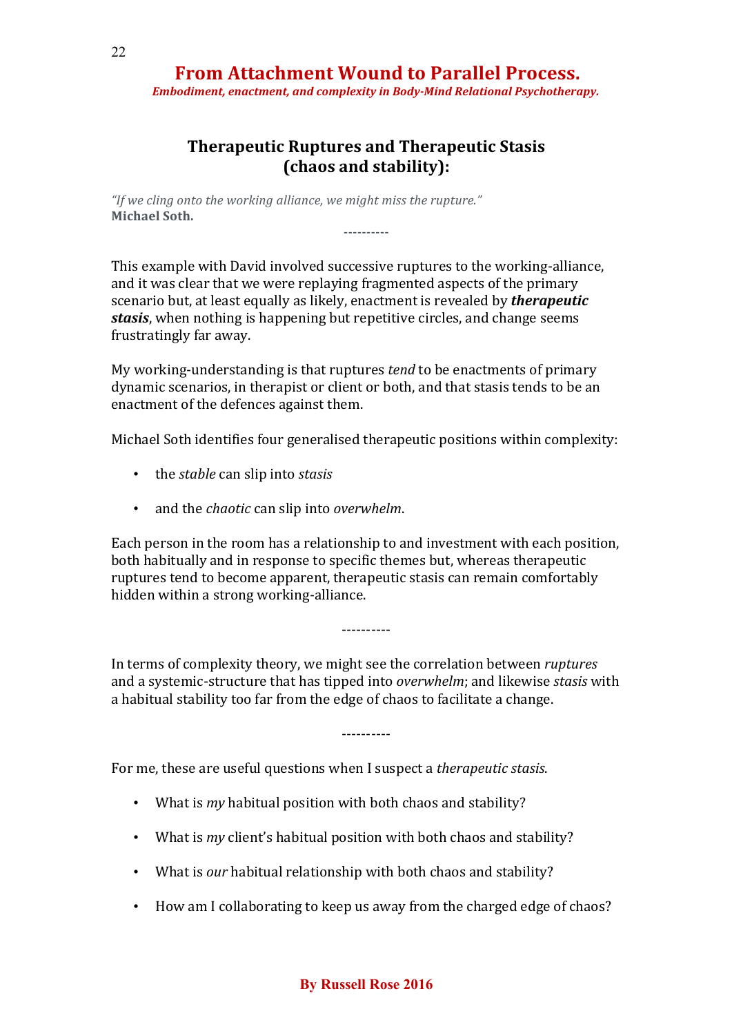## Therapeutic Ruptures and Therapeutic Stasis (chaos and stability):

*"If we cling onto the working alliance, we might miss the rupture."*
**Michael Soth.**

----------

This example with David involved successive ruptures to the working-alliance, and it was clear that we were replaying fragmented aspects of the primary scenario but, at least equally as likely, enactment is revealed by ***therapeutic stasis***, when nothing is happening but repetitive circles, and change seems frustratingly far away.

My working-understanding is that ruptures *tend* to be enactments of primary dynamic scenarios, in therapist or client or both, and that stasis tends to be an enactment of the defences against them.

Michael Soth identifies four generalised therapeutic positions within complexity:

- the *stable* can slip into *stasis*
- and the *chaotic* can slip into *overwhelm*.

Each person in the room has a relationship to and investment with each position, both habitually and in response to specific themes but, whereas therapeutic ruptures tend to become apparent, therapeutic stasis can remain comfortably hidden within a strong working-alliance.

----------

In terms of complexity theory, we might see the correlation between *ruptures* and a systemic-structure that has tipped into *overwhelm*; and likewise *stasis* with a habitual stability too far from the edge of chaos to facilitate a change.

----------

For me, these are useful questions when I suspect a *therapeutic stasis*.

- What is *my* habitual position with both chaos and stability?
- What is *my* client's habitual position with both chaos and stability?
- What is *our* habitual relationship with both chaos and stability?
- How am I collaborating to keep us away from the charged edge of chaos?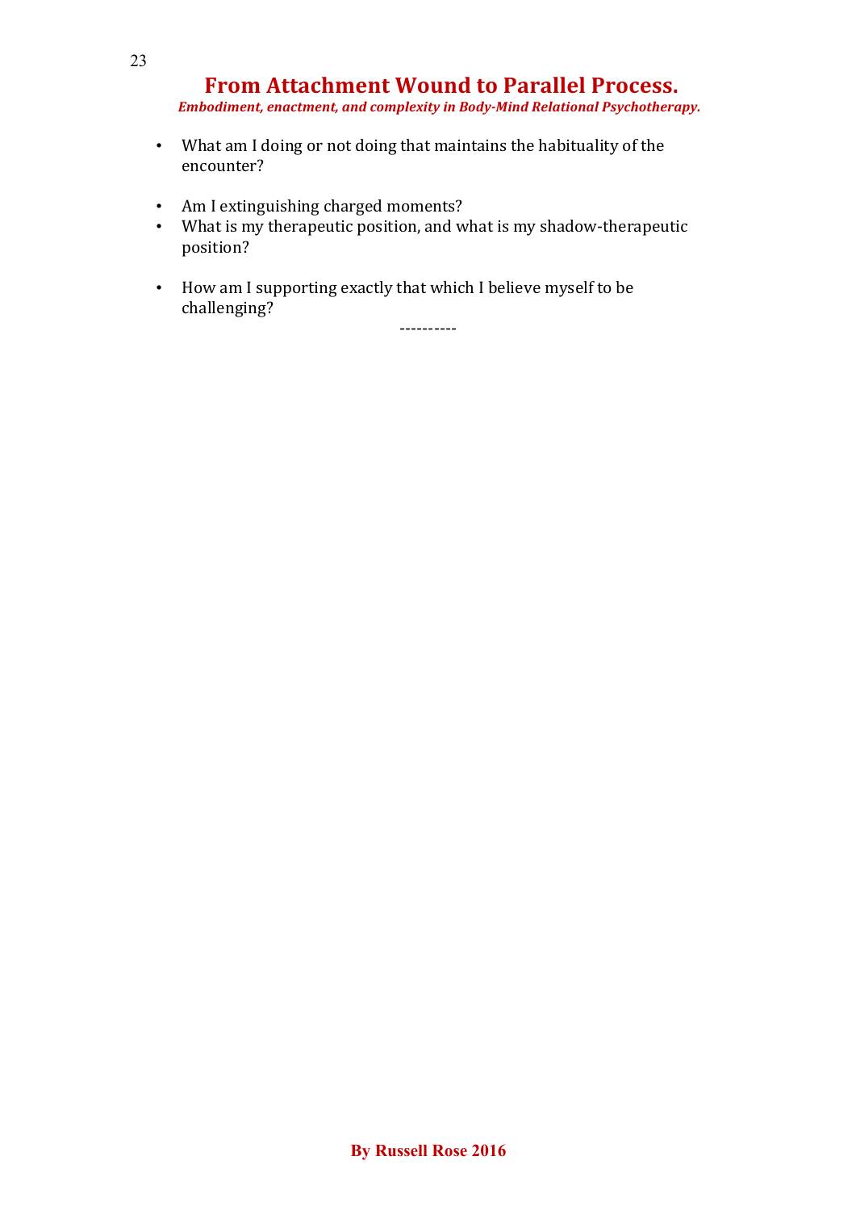- What am I doing or not doing that maintains the habituality of the encounter?
- Am I extinguishing charged moments?
- What is my therapeutic position, and what is my shadow-therapeutic position?
- How am I supporting exactly that which I believe myself to be challenging?

----------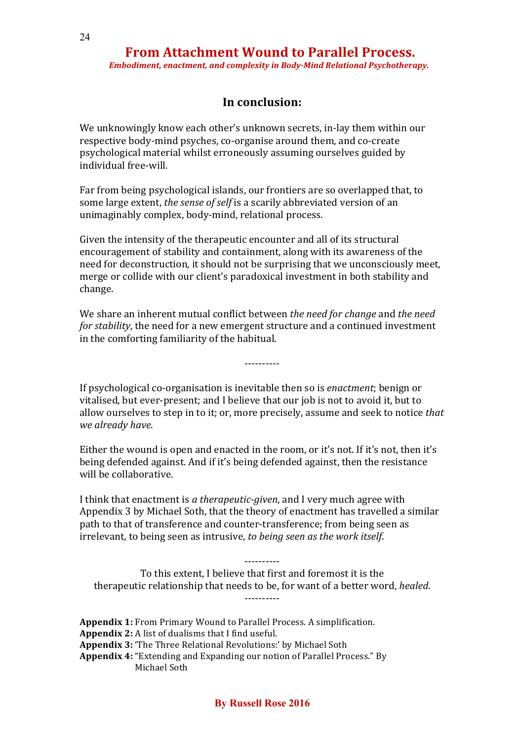## In conclusion:

We unknowingly know each other's unknown secrets, in-lay them within our respective body-mind psyches, co-organise around them, and co-create psychological material whilst erroneously assuming ourselves guided by individual free-will.

Far from being psychological islands, our frontiers are so overlapped that, to some large extent, *the sense of self* is a scarily abbreviated version of an unimaginably complex, body-mind, relational process.

Given the intensity of the therapeutic encounter and all of its structural encouragement of stability and containment, along with its awareness of the need for deconstruction, it should not be surprising that we unconsciously meet, merge or collide with our client's paradoxical investment in both stability and change.

We share an inherent mutual conflict between *the need for change* and *the need for stability*, the need for a new emergent structure and a continued investment in the comforting familiarity of the habitual.

----------

If psychological co-organisation is inevitable then so is *enactment*; benign or vitalised, but ever-present; and I believe that our job is not to avoid it, but to allow ourselves to step in to it; or, more precisely, assume and seek to notice *that we already have*.

Either the wound is open and enacted in the room, or it's not. If it's not, then it's being defended against. And if it's being defended against, then the resistance will be collaborative.

I think that enactment is *a therapeutic-given*, and I very much agree with Appendix 3 by Michael Soth, that the theory of enactment has travelled a similar path to that of transference and counter-transference; from being seen as irrelevant, to being seen as intrusive, *to being seen as the work itself*.

----------

To this extent, I believe that first and foremost it is the therapeutic relationship that needs to be, for want of a better word, *healed*.

----------

**Appendix 1:** From Primary Wound to Parallel Process. A simplification.
**Appendix 2:** A list of dualisms that I find useful.
**Appendix 3:** 'The Three Relational Revolutions:' by Michael Soth
**Appendix 4:** "Extending and Expanding our notion of Parallel Process." By Michael Soth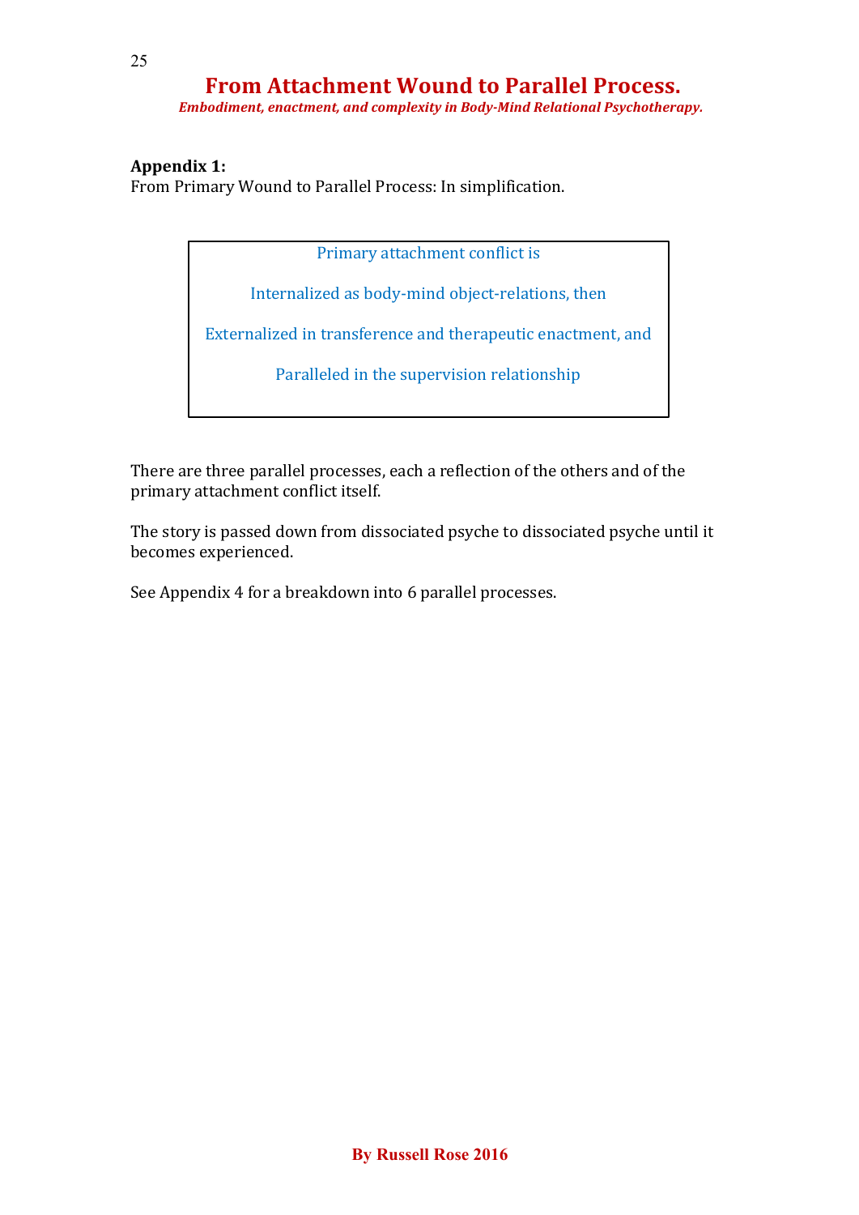**Appendix 1:**
From Primary Wound to Parallel Process: In simplification.

> Primary attachment conflict is
>
> Internalized as body-mind object-relations, then
>
> Externalized in transference and therapeutic enactment, and
>
> Paralleled in the supervision relationship

There are three parallel processes, each a reflection of the others and of the primary attachment conflict itself.

The story is passed down from dissociated psyche to dissociated psyche until it becomes experienced.

See Appendix 4 for a breakdown into 6 parallel processes.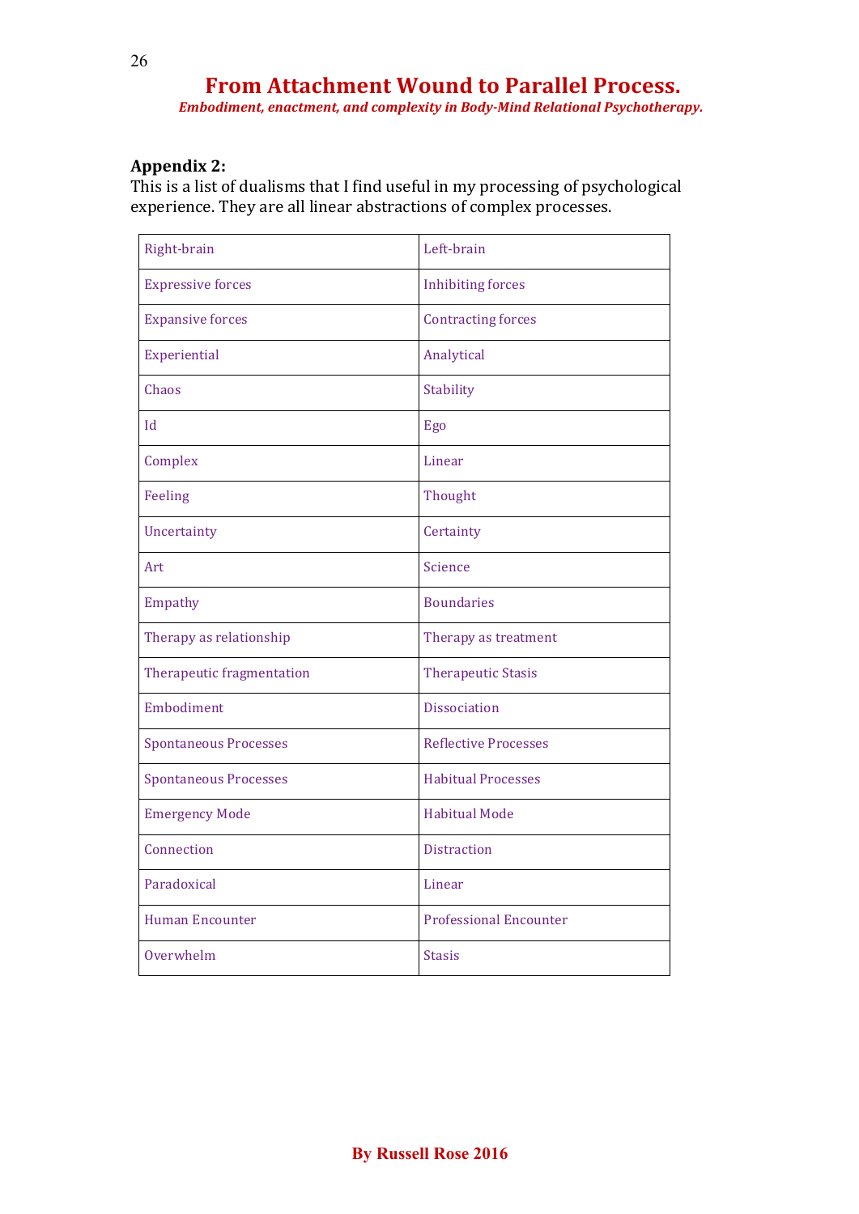**Appendix 2:**
This is a list of dualisms that I find useful in my processing of psychological experience. They are all linear abstractions of complex processes.

| | |
|---|---|
| Right-brain | Left-brain |
| Expressive forces | Inhibiting forces |
| Expansive forces | Contracting forces |
| Experiential | Analytical |
| Chaos | Stability |
| Id | Ego |
| Complex | Linear |
| Feeling | Thought |
| Uncertainty | Certainty |
| Art | Science |
| Empathy | Boundaries |
| Therapy as relationship | Therapy as treatment |
| Therapeutic fragmentation | Therapeutic Stasis |
| Embodiment | Dissociation |
| Spontaneous Processes | Reflective Processes |
| Spontaneous Processes | Habitual Processes |
| Emergency Mode | Habitual Mode |
| Connection | Distraction |
| Paradoxical | Linear |
| Human Encounter | Professional Encounter |
| Overwhelm | Stasis |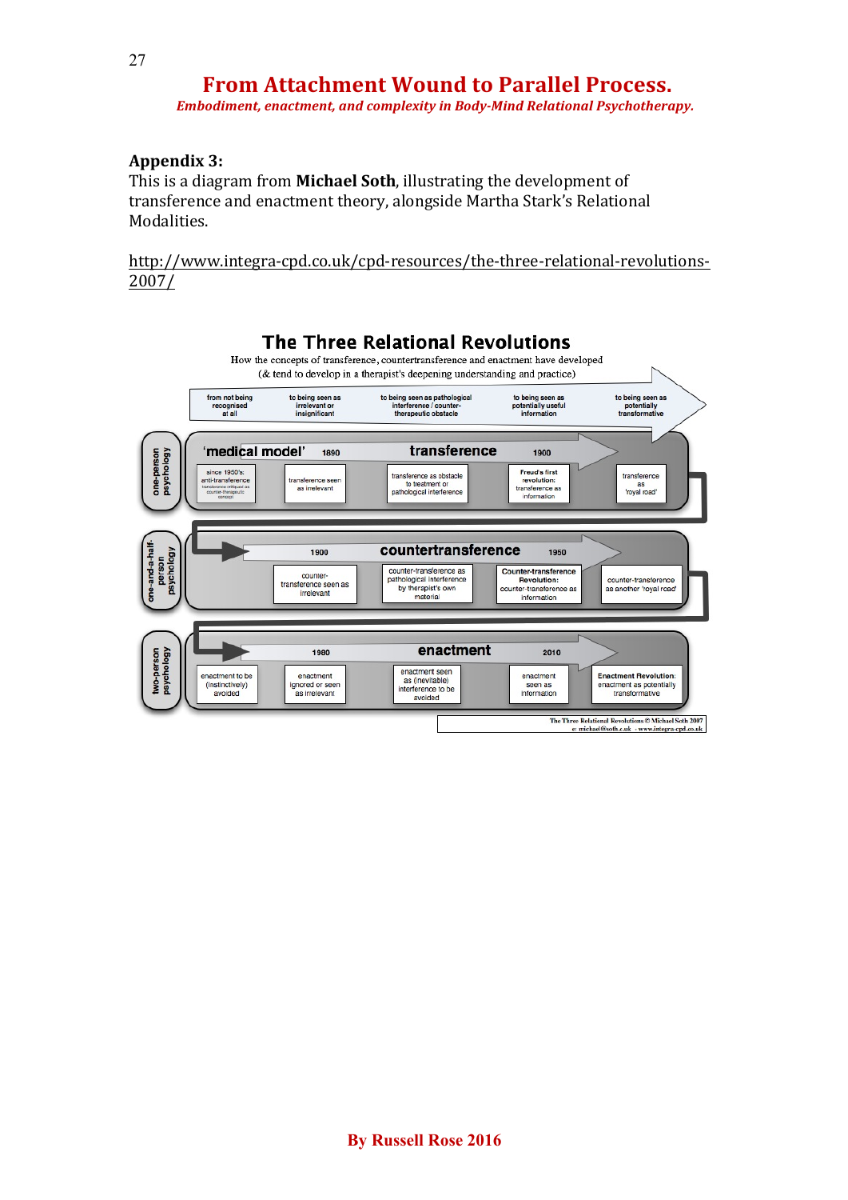## Appendix 3:

This is a diagram from **Michael Soth**, illustrating the development of transference and enactment theory, alongside Martha Stark's Relational Modalities.

http://www.integra-cpd.co.uk/cpd-resources/the-three-relational-revolutions-2007/

### The Three Relational Revolutions

How the concepts of transference, countertransference and enactment have developed
(& tend to develop in a therapist's deepening understanding and practice)

from not being recognised at all → to being seen as irrelevant or insignificant → to being seen as pathological interference / counter-therapeutic obstacle → to being seen as potentially useful information → to being seen as potentially transformative

**one-person psychology**

'medical model' 1890 — **transference** — 1900

- since 1950's: anti-transference (transference critiqued as counter-therapeutic concept)
- transference seen as irrelevant
- transference as obstacle to treatment or pathological interference
- **Freud's first revolution:** transference as information
- transference as 'royal road'

**one-and-a-half-person psychology**

1900 — **countertransference** — 1950

- counter-transference seen as irrelevant
- counter-transference as pathological interference by therapist's own material
- **Counter-Transference Revolution:** counter-transference as information
- counter-transference as another 'royal road'

**two-person psychology**

1980 — **enactment** — 2010

- enactment to be (instinctively) avoided
- enactment ignored or seen as irrelevant
- enactment seen as (inevitable) interference to be avoided
- enactment seen as information
- **Enactment Revolution:** enactment as potentially transformative

The Three Relational Revolutions © Michael Soth 2007
e: michael@soth.c.uk - www.integra-cpd.co.uk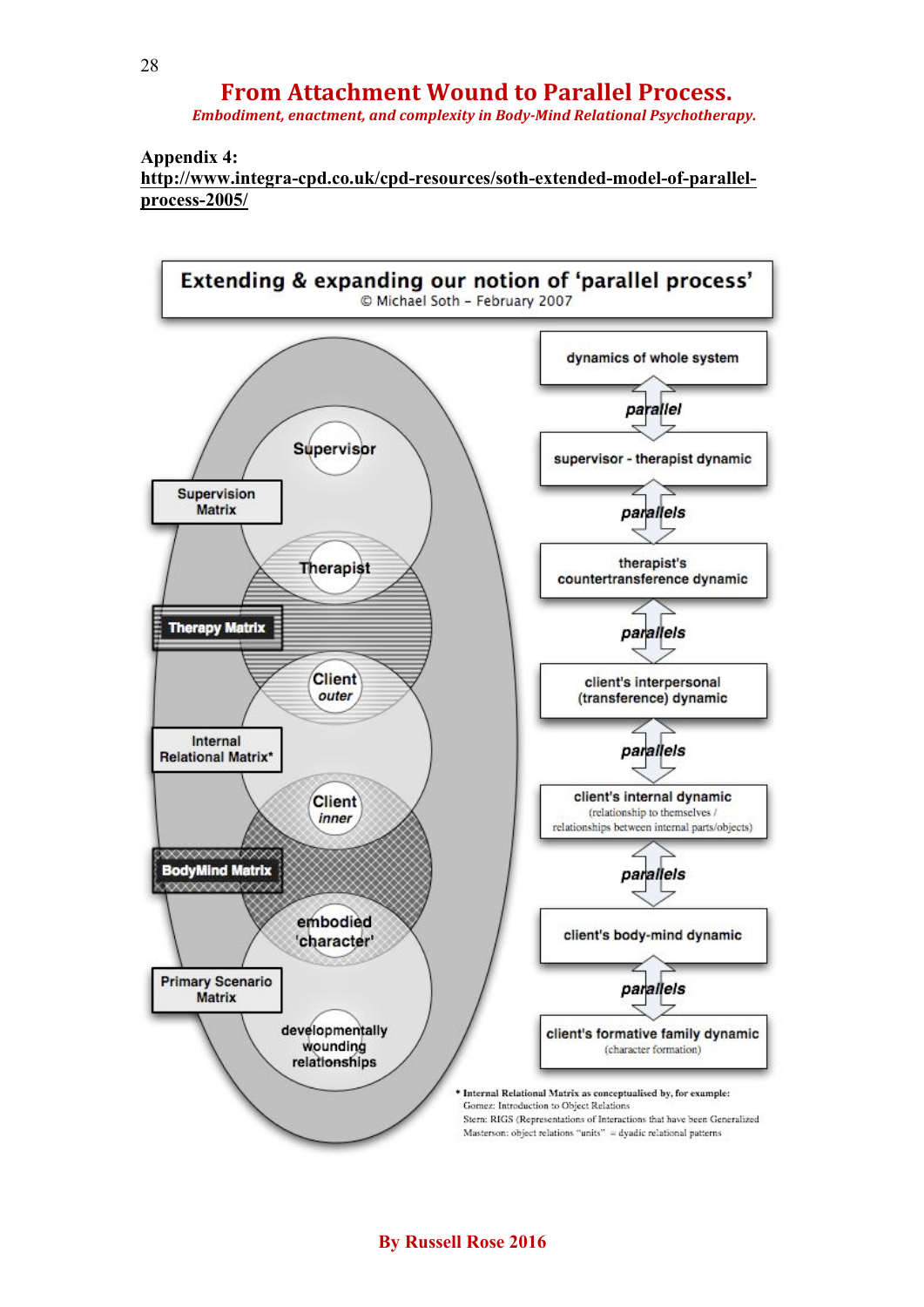From Attachment Wound to Parallel Process.
*Embodiment, enactment, and complexity in Body-Mind Relational Psychotherapy.*

**Appendix 4:**
**http://www.integra-cpd.co.uk/cpd-resources/soth-extended-model-of-parallel-process-2005/**

Extending & expanding our notion of 'parallel process'
© Michael Soth – February 2007

Supervision Matrix

Therapy Matrix

Internal Relational Matrix*

BodyMind Matrix

Primary Scenario Matrix

Supervisor

Therapist

Client
*outer*

Client
*inner*

embodied 'character'

developmentally wounding relationships

dynamics of whole system

*parallel*

supervisor - therapist dynamic

*parallels*

therapist's countertransference dynamic

*parallels*

client's interpersonal (transference) dynamic

*parallels*

client's internal dynamic
(relationship to themselves / relationships between internal parts/objects)

*parallels*

client's body-mind dynamic

*parallels*

client's formative family dynamic
(character formation)

* Internal Relational Matrix as conceptualised by, for example:
Gomez: Introduction to Object Relations
Stern: RIGS (Representations of Interactions that have been Generalized
Masterson: object relations "units" = dyadic relational patterns

By Russell Rose 2016